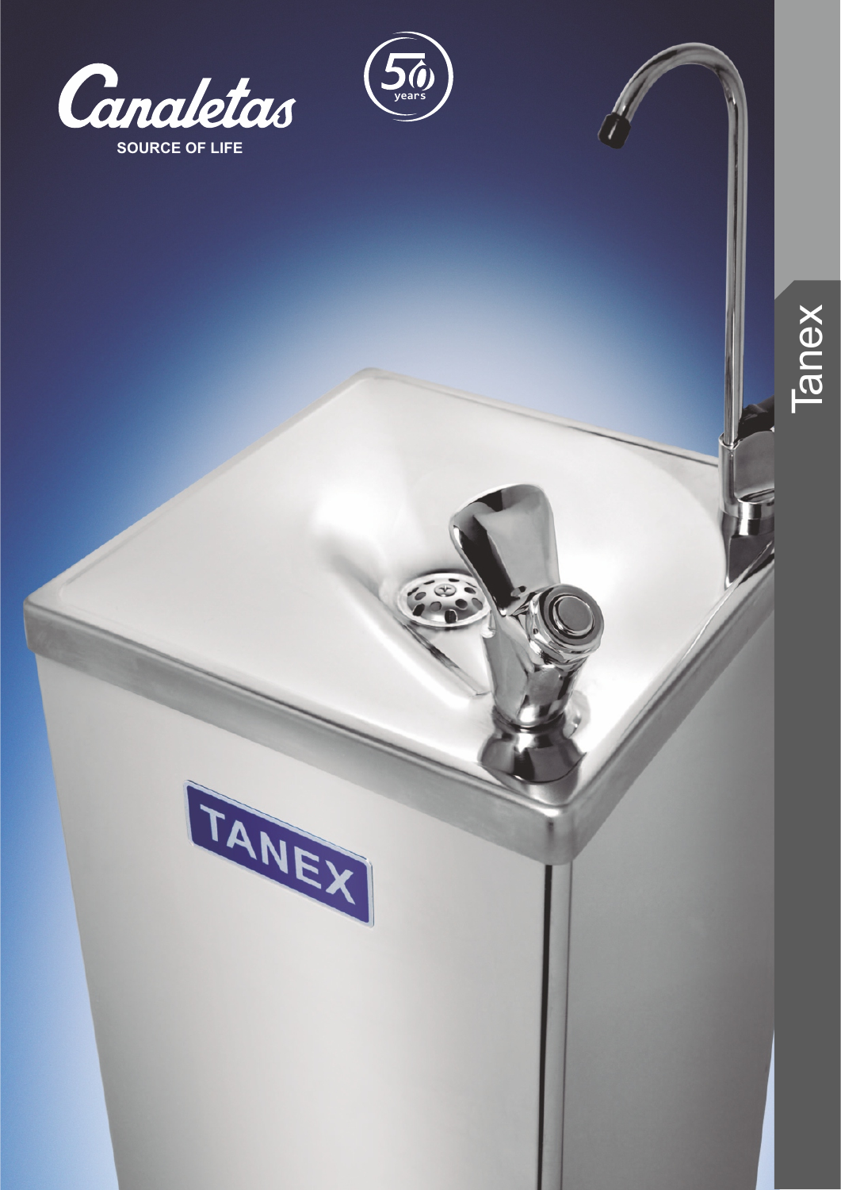Canaletas

SOURCE OF LIFE

50 years

# Tanex

TANEX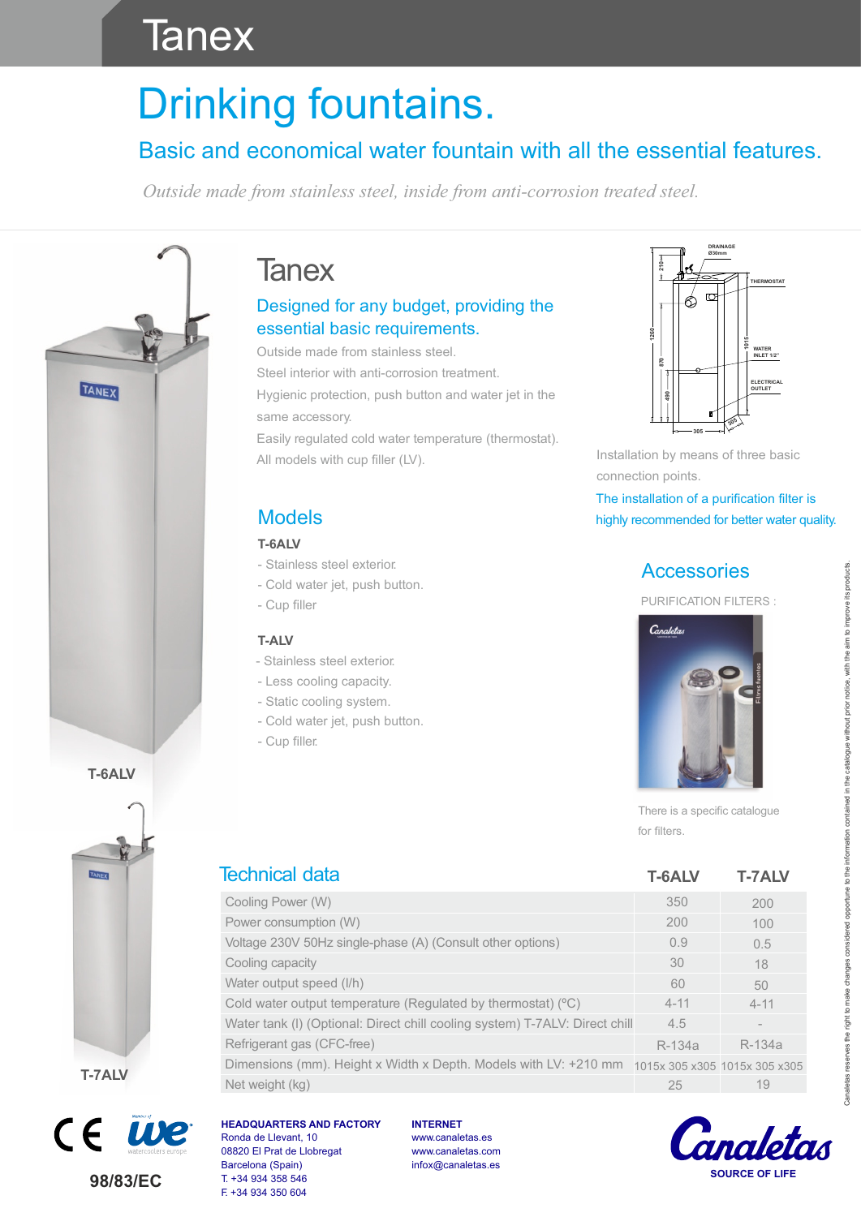# Tanex

# Drinking fountains.

## Basic and economical water fountain with all the essential features.

*Outside made from stainless steel, inside from anti-corrosion treated steel.*

T-6ALV

T-7ALV

## Tanex

### Designed for any budget, providing the essential basic requirements.

Outside made from stainless steel.
Steel interior with anti-corrosion treatment.
Hygienic protection, push button and water jet in the same accessory.
Easily regulated cold water temperature (thermostat).
All models with cup filler (LV).

DRAINAGE Ø30mm
THERMOSTAT
WATER INLET 1/2"
ELECTRICAL OUTLET
210
1260
1015
870
490
305
305

Installation by means of three basic connection points.

The installation of a purification filter is highly recommended for better water quality.

## Models

**T-6ALV**

- Stainless steel exterior.
- Cold water jet, push button.
- Cup filler

**T-ALV**

- Stainless steel exterior.
- Less cooling capacity.
- Static cooling system.
- Cold water jet, push button.
- Cup filler.

## Accessories

PURIFICATION FILTERS :

There is a specific catalogue for filters.

## Technical data

| | T-6ALV | T-7ALV |
|---|---|---|
| Cooling Power (W) | 350 | 200 |
| Power consumption (W) | 200 | 100 |
| Voltage 230V 50Hz single-phase (A) (Consult other options) | 0.9 | 0.5 |
| Cooling capacity | 30 | 18 |
| Water output speed (l/h) | 60 | 50 |
| Cold water output temperature (Regulated by thermostat) (ºC) | 4-11 | 4-11 |
| Water tank (l) (Optional: Direct chill cooling system) T-7ALV: Direct chill | 4.5 | - |
| Refrigerant gas (CFC-free) | R-134a | R-134a |
| Dimensions (mm). Height x Width x Depth. Models with LV: +210 mm | 1015x 305 x305 | 1015x 305 x305 |
| Net weight (kg) | 25 | 19 |

98/83/EC

**HEADQUARTERS AND FACTORY**
Ronda de Llevant, 10
08820 El Prat de Llobregat
Barcelona (Spain)
T. +34 934 358 546
F. +34 934 350 604

**INTERNET**
www.canaletas.es
www.canaletas.com
infox@canaletas.es

Canaletas
SOURCE OF LIFE

Canaletas reserves the right to make changes considered opportune to the information contained in the catalogue without prior notice, with the aim to improve its products.